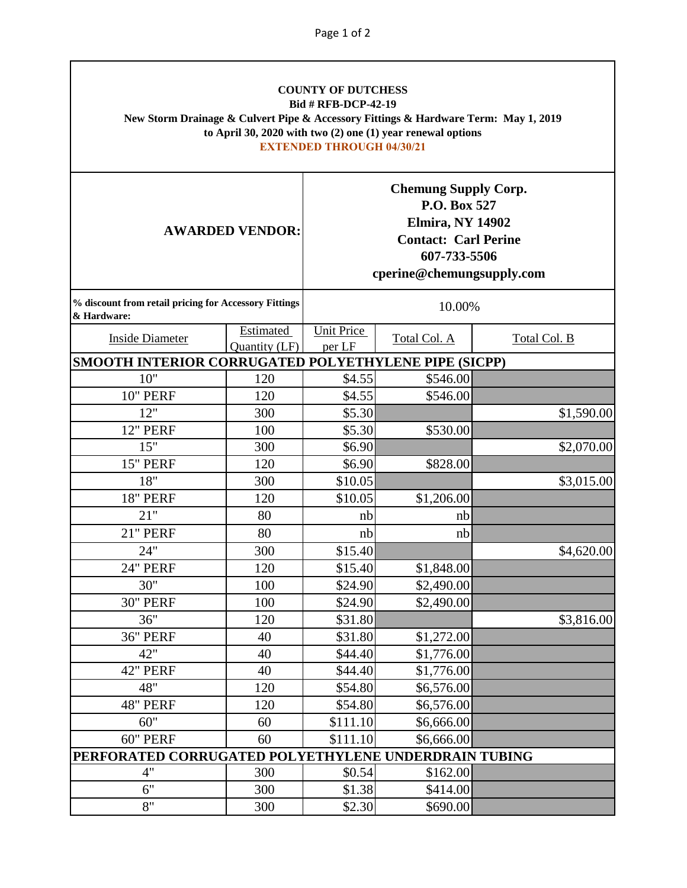**COUNTY OF DUTCHESS**
**Bid # RFB-DCP-42-19**
**New Storm Drainage & Culvert Pipe & Accessory Fittings & Hardware Term: May 1, 2019 to April 30, 2020 with two (2) one (1) year renewal options**
**EXTENDED THROUGH 04/30/21**

| **AWARDED VENDOR:** | | **Chemung Supply Corp.**<br>**P.O. Box 527**<br>**Elmira, NY 14902**<br>**Contact: Carl Perine**<br>**607-733-5506**<br>**cperine@chemungsupply.com** | | |
|---|---|---|---|---|
| **% discount from retail pricing for Accessory Fittings & Hardware:** | | 10.00% | | |
| Inside Diameter | Estimated Quantity (LF) | Unit Price per LF | Total Col. A | Total Col. B |
| **SMOOTH INTERIOR CORRUGATED POLYETHYLENE PIPE (SICPP)** | | | | |
| 10" | 120 | $4.55 | $546.00 | |
| 10" PERF | 120 | $4.55 | $546.00 | |
| 12" | 300 | $5.30 | | $1,590.00 |
| 12" PERF | 100 | $5.30 | $530.00 | |
| 15" | 300 | $6.90 | | $2,070.00 |
| 15" PERF | 120 | $6.90 | $828.00 | |
| 18" | 300 | $10.05 | | $3,015.00 |
| 18" PERF | 120 | $10.05 | $1,206.00 | |
| 21" | 80 | nb | nb | |
| 21" PERF | 80 | nb | nb | |
| 24" | 300 | $15.40 | | $4,620.00 |
| 24" PERF | 120 | $15.40 | $1,848.00 | |
| 30" | 100 | $24.90 | $2,490.00 | |
| 30" PERF | 100 | $24.90 | $2,490.00 | |
| 36" | 120 | $31.80 | | $3,816.00 |
| 36" PERF | 40 | $31.80 | $1,272.00 | |
| 42" | 40 | $44.40 | $1,776.00 | |
| 42" PERF | 40 | $44.40 | $1,776.00 | |
| 48" | 120 | $54.80 | $6,576.00 | |
| 48" PERF | 120 | $54.80 | $6,576.00 | |
| 60" | 60 | $111.10 | $6,666.00 | |
| 60" PERF | 60 | $111.10 | $6,666.00 | |
| **PERFORATED CORRUGATED POLYETHYLENE UNDERDRAIN TUBING** | | | | |
| 4" | 300 | $0.54 | $162.00 | |
| 6" | 300 | $1.38 | $414.00 | |
| 8" | 300 | $2.30 | $690.00 | |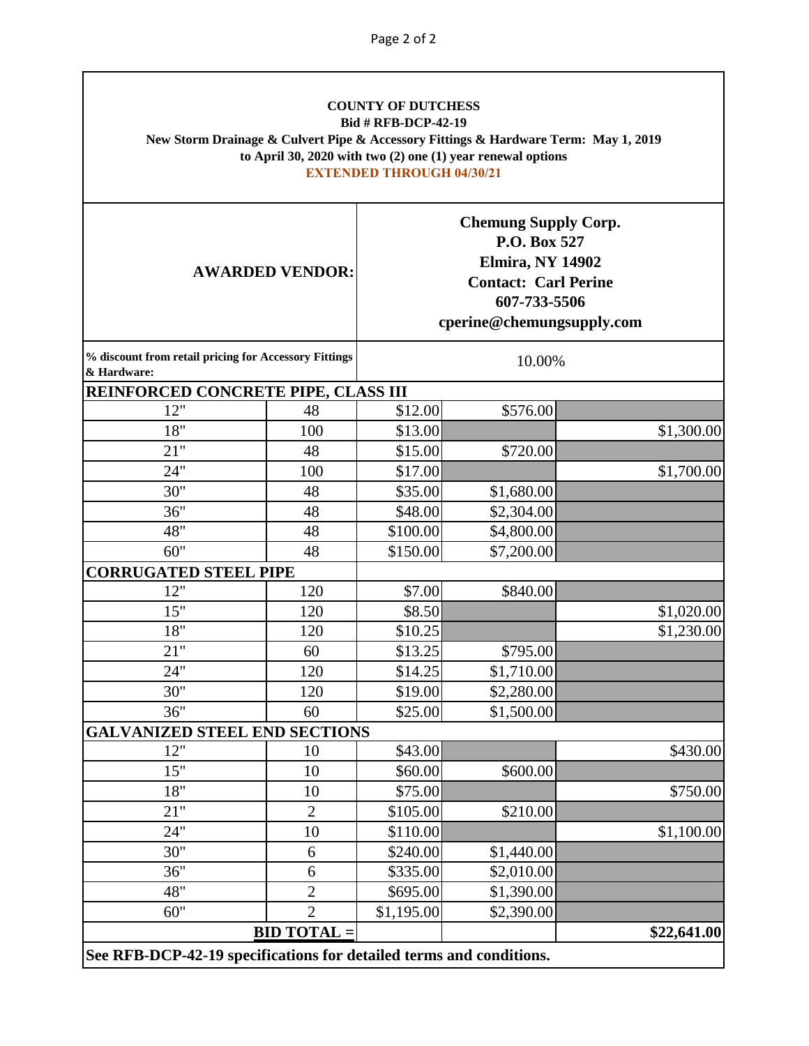**COUNTY OF DUTCHESS**
**Bid # RFB-DCP-42-19**
**New Storm Drainage & Culvert Pipe & Accessory Fittings & Hardware Term: May 1, 2019 to April 30, 2020 with two (2) one (1) year renewal options**
**EXTENDED THROUGH 04/30/21**

| | | | | |
|---|---|---|---|---|
| **AWARDED VENDOR:** | | **Chemung Supply Corp.**<br>**P.O. Box 527**<br>**Elmira, NY 14902**<br>**Contact: Carl Perine**<br>**607-733-5506**<br>**cperine@chemungsupply.com** | | |
| **% discount from retail pricing for Accessory Fittings & Hardware:** | | 10.00% | | |
| **REINFORCED CONCRETE PIPE, CLASS III** | | | | |
| 12" | 48 | $12.00 | $576.00 | |
| 18" | 100 | $13.00 | | $1,300.00 |
| 21" | 48 | $15.00 | $720.00 | |
| 24" | 100 | $17.00 | | $1,700.00 |
| 30" | 48 | $35.00 | $1,680.00 | |
| 36" | 48 | $48.00 | $2,304.00 | |
| 48" | 48 | $100.00 | $4,800.00 | |
| 60" | 48 | $150.00 | $7,200.00 | |
| **CORRUGATED STEEL PIPE** | | | | |
| 12" | 120 | $7.00 | $840.00 | |
| 15" | 120 | $8.50 | | $1,020.00 |
| 18" | 120 | $10.25 | | $1,230.00 |
| 21" | 60 | $13.25 | $795.00 | |
| 24" | 120 | $14.25 | $1,710.00 | |
| 30" | 120 | $19.00 | $2,280.00 | |
| 36" | 60 | $25.00 | $1,500.00 | |
| **GALVANIZED STEEL END SECTIONS** | | | | |
| 12" | 10 | $43.00 | | $430.00 |
| 15" | 10 | $60.00 | $600.00 | |
| 18" | 10 | $75.00 | | $750.00 |
| 21" | 2 | $105.00 | $210.00 | |
| 24" | 10 | $110.00 | | $1,100.00 |
| 30" | 6 | $240.00 | $1,440.00 | |
| 36" | 6 | $335.00 | $2,010.00 | |
| 48" | 2 | $695.00 | $1,390.00 | |
| 60" | 2 | $1,195.00 | $2,390.00 | |
| | **BID TOTAL =** | | | **$22,641.00** |

**See RFB-DCP-42-19 specifications for detailed terms and conditions.**